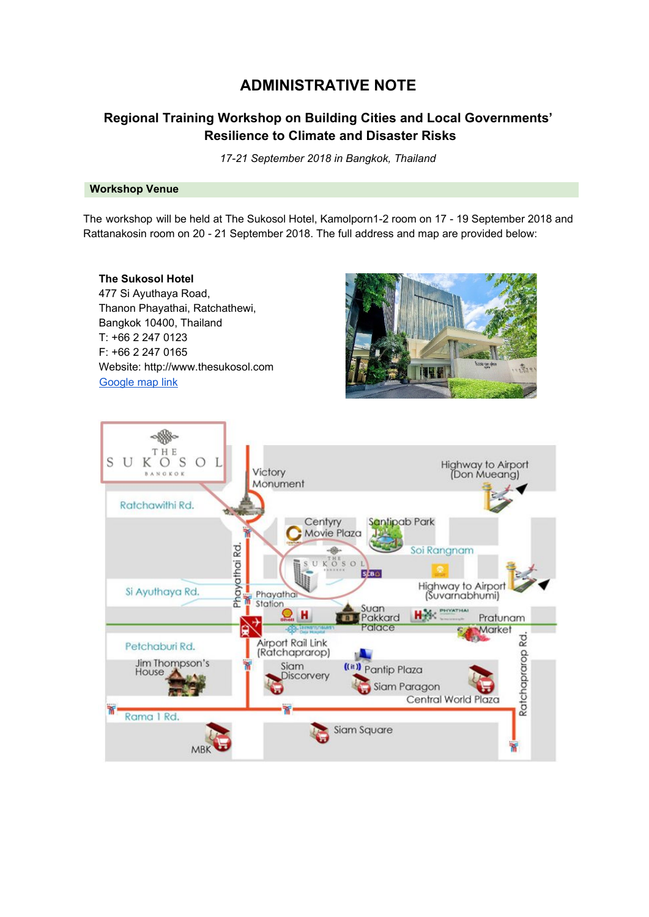# ADMINISTRATIVE NOTE

## Regional Training Workshop on Building Cities and Local Governments' Resilience to Climate and Disaster Risks

*17-21 September 2018 in Bangkok, Thailand*

### Workshop Venue

The workshop will be held at The Sukosol Hotel, Kamolporn1-2 room on 17 - 19 September 2018 and Rattanakosin room on 20 - 21 September 2018. The full address and map are provided below:

**The Sukosol Hotel**
477 Si Ayuthaya Road,
Thanon Phayathai, Ratchathewi,
Bangkok 10400, Thailand
T: +66 2 247 0123
F: +66 2 247 0165
Website: http://www.thesukosol.com
Google map link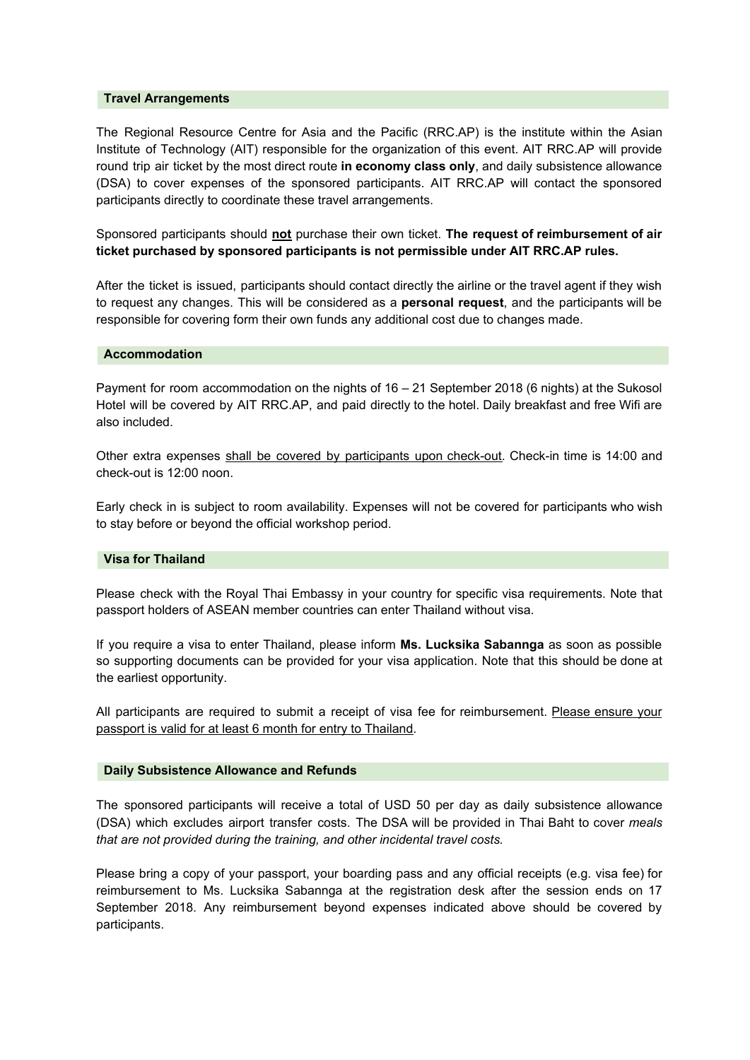## Travel Arrangements

The Regional Resource Centre for Asia and the Pacific (RRC.AP) is the institute within the Asian Institute of Technology (AIT) responsible for the organization of this event. AIT RRC.AP will provide round trip air ticket by the most direct route **in economy class only**, and daily subsistence allowance (DSA) to cover expenses of the sponsored participants. AIT RRC.AP will contact the sponsored participants directly to coordinate these travel arrangements.

Sponsored participants should **not** purchase their own ticket. **The request of reimbursement of air ticket purchased by sponsored participants is not permissible under AIT RRC.AP rules.**

After the ticket is issued, participants should contact directly the airline or the travel agent if they wish to request any changes. This will be considered as a **personal request**, and the participants will be responsible for covering form their own funds any additional cost due to changes made.

## Accommodation

Payment for room accommodation on the nights of 16 – 21 September 2018 (6 nights) at the Sukosol Hotel will be covered by AIT RRC.AP, and paid directly to the hotel. Daily breakfast and free Wifi are also included.

Other extra expenses shall be covered by participants upon check-out. Check-in time is 14:00 and check-out is 12:00 noon.

Early check in is subject to room availability. Expenses will not be covered for participants who wish to stay before or beyond the official workshop period.

## Visa for Thailand

Please check with the Royal Thai Embassy in your country for specific visa requirements. Note that passport holders of ASEAN member countries can enter Thailand without visa.

If you require a visa to enter Thailand, please inform **Ms. Lucksika Sabannga** as soon as possible so supporting documents can be provided for your visa application. Note that this should be done at the earliest opportunity.

All participants are required to submit a receipt of visa fee for reimbursement. Please ensure your passport is valid for at least 6 month for entry to Thailand.

## Daily Subsistence Allowance and Refunds

The sponsored participants will receive a total of USD 50 per day as daily subsistence allowance (DSA) which excludes airport transfer costs. The DSA will be provided in Thai Baht to cover *meals that are not provided during the training, and other incidental travel costs.*

Please bring a copy of your passport, your boarding pass and any official receipts (e.g. visa fee) for reimbursement to Ms. Lucksika Sabannga at the registration desk after the session ends on 17 September 2018. Any reimbursement beyond expenses indicated above should be covered by participants.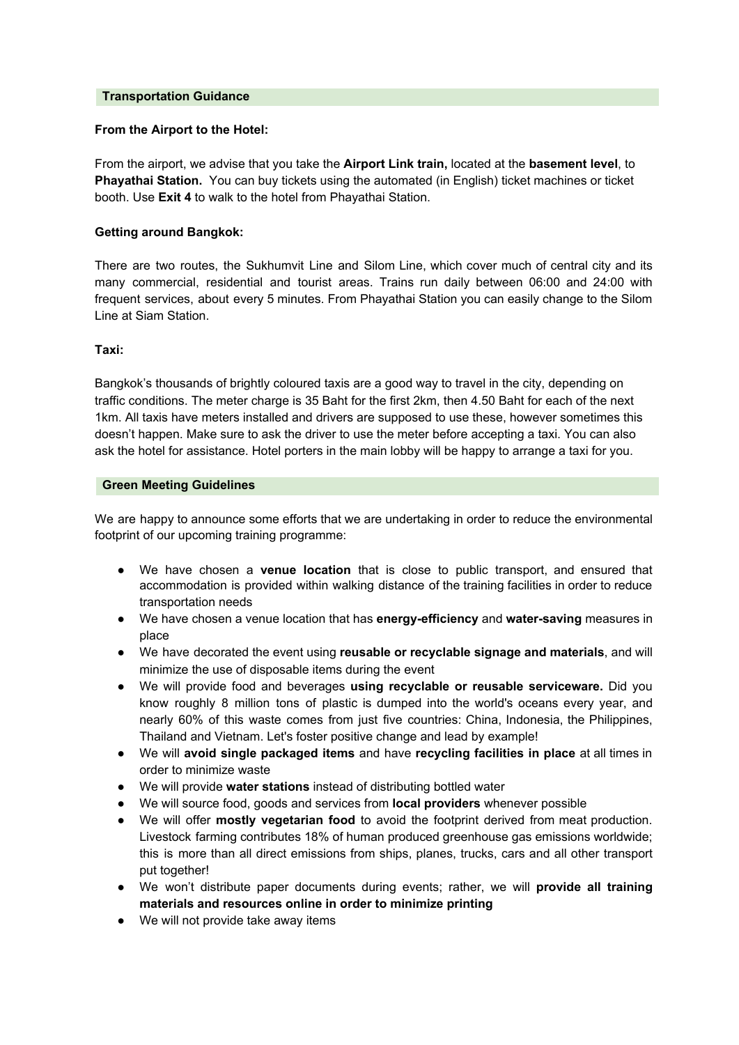## Transportation Guidance

**From the Airport to the Hotel:**

From the airport, we advise that you take the **Airport Link train,** located at the **basement level**, to **Phayathai Station.** You can buy tickets using the automated (in English) ticket machines or ticket booth. Use **Exit 4** to walk to the hotel from Phayathai Station.

**Getting around Bangkok:**

There are two routes, the Sukhumvit Line and Silom Line, which cover much of central city and its many commercial, residential and tourist areas. Trains run daily between 06:00 and 24:00 with frequent services, about every 5 minutes. From Phayathai Station you can easily change to the Silom Line at Siam Station.

**Taxi:**

Bangkok's thousands of brightly coloured taxis are a good way to travel in the city, depending on traffic conditions. The meter charge is 35 Baht for the first 2km, then 4.50 Baht for each of the next 1km. All taxis have meters installed and drivers are supposed to use these, however sometimes this doesn't happen. Make sure to ask the driver to use the meter before accepting a taxi. You can also ask the hotel for assistance. Hotel porters in the main lobby will be happy to arrange a taxi for you.

## Green Meeting Guidelines

We are happy to announce some efforts that we are undertaking in order to reduce the environmental footprint of our upcoming training programme:

- We have chosen a **venue location** that is close to public transport, and ensured that accommodation is provided within walking distance of the training facilities in order to reduce transportation needs
- We have chosen a venue location that has **energy-efficiency** and **water-saving** measures in place
- We have decorated the event using **reusable or recyclable signage and materials**, and will minimize the use of disposable items during the event
- We will provide food and beverages **using recyclable or reusable serviceware.** Did you know roughly 8 million tons of plastic is dumped into the world's oceans every year, and nearly 60% of this waste comes from just five countries: China, Indonesia, the Philippines, Thailand and Vietnam. Let's foster positive change and lead by example!
- We will **avoid single packaged items** and have **recycling facilities in place** at all times in order to minimize waste
- We will provide **water stations** instead of distributing bottled water
- We will source food, goods and services from **local providers** whenever possible
- We will offer **mostly vegetarian food** to avoid the footprint derived from meat production. Livestock farming contributes 18% of human produced greenhouse gas emissions worldwide; this is more than all direct emissions from ships, planes, trucks, cars and all other transport put together!
- We won't distribute paper documents during events; rather, we will **provide all training materials and resources online in order to minimize printing**
- We will not provide take away items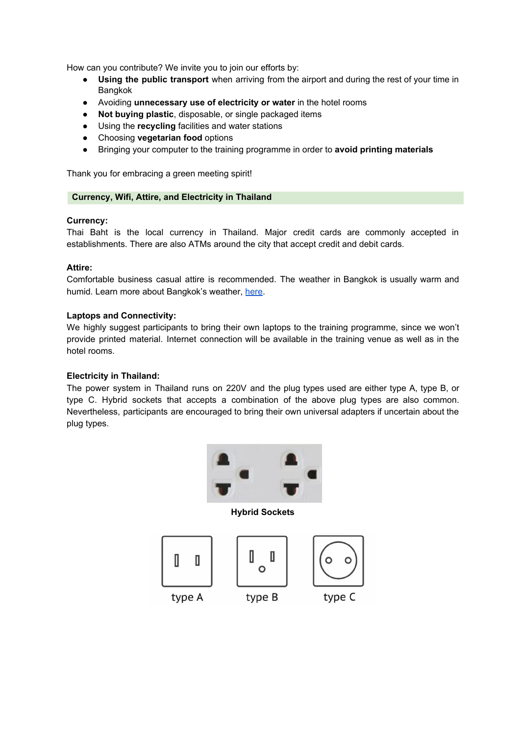How can you contribute? We invite you to join our efforts by:

- **Using the public transport** when arriving from the airport and during the rest of your time in Bangkok
- Avoiding **unnecessary use of electricity or water** in the hotel rooms
- **Not buying plastic**, disposable, or single packaged items
- Using the **recycling** facilities and water stations
- Choosing **vegetarian food** options
- Bringing your computer to the training programme in order to **avoid printing materials**

Thank you for embracing a green meeting spirit!

## Currency, Wifi, Attire, and Electricity in Thailand

**Currency:**
Thai Baht is the local currency in Thailand. Major credit cards are commonly accepted in establishments. There are also ATMs around the city that accept credit and debit cards.

**Attire:**
Comfortable business casual attire is recommended. The weather in Bangkok is usually warm and humid. Learn more about Bangkok's weather, [here](#).

**Laptops and Connectivity:**
We highly suggest participants to bring their own laptops to the training programme, since we won't provide printed material. Internet connection will be available in the training venue as well as in the hotel rooms.

**Electricity in Thailand:**
The power system in Thailand runs on 220V and the plug types used are either type A, type B, or type C. Hybrid sockets that accepts a combination of the above plug types are also common. Nevertheless, participants are encouraged to bring their own universal adapters if uncertain about the plug types.

**Hybrid Sockets**

type A type B type C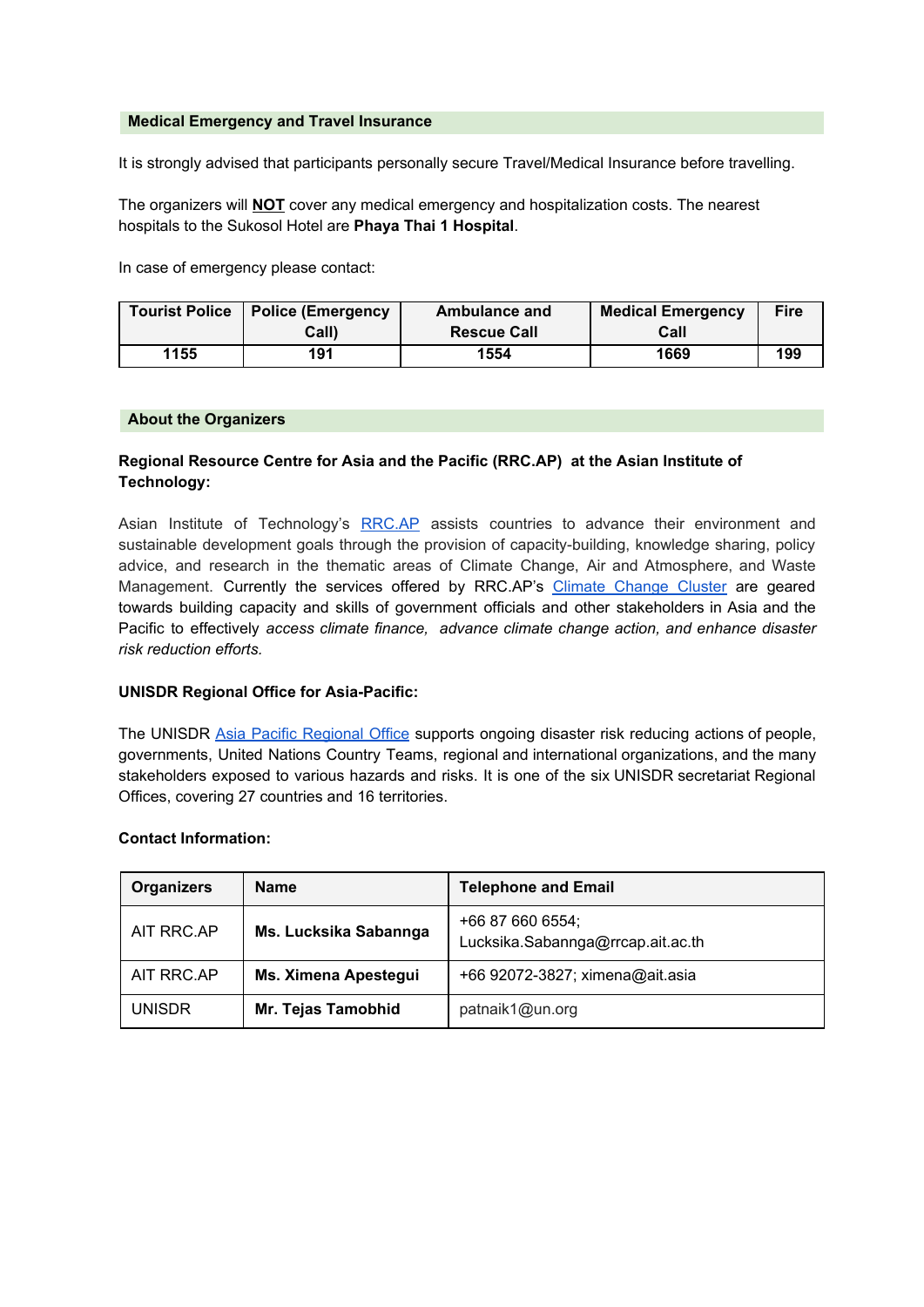## Medical Emergency and Travel Insurance

It is strongly advised that participants personally secure Travel/Medical Insurance before travelling.

The organizers will **NOT** cover any medical emergency and hospitalization costs. The nearest hospitals to the Sukosol Hotel are **Phaya Thai 1 Hospital**.

In case of emergency please contact:

| Tourist Police | Police (Emergency Call) | Ambulance and Rescue Call | Medical Emergency Call | Fire |
|---|---|---|---|---|
| **1155** | **191** | **1554** | **1669** | **199** |

## About the Organizers

### Regional Resource Centre for Asia and the Pacific (RRC.AP) at the Asian Institute of Technology:

Asian Institute of Technology's RRC.AP assists countries to advance their environment and sustainable development goals through the provision of capacity-building, knowledge sharing, policy advice, and research in the thematic areas of Climate Change, Air and Atmosphere, and Waste Management. Currently the services offered by RRC.AP's Climate Change Cluster are geared towards building capacity and skills of government officials and other stakeholders in Asia and the Pacific to effectively *access climate finance, advance climate change action, and enhance disaster risk reduction efforts.*

### UNISDR Regional Office for Asia-Pacific:

The UNISDR Asia Pacific Regional Office supports ongoing disaster risk reducing actions of people, governments, United Nations Country Teams, regional and international organizations, and the many stakeholders exposed to various hazards and risks. It is one of the six UNISDR secretariat Regional Offices, covering 27 countries and 16 territories.

### Contact Information:

| Organizers | Name | Telephone and Email |
|---|---|---|
| AIT RRC.AP | **Ms. Lucksika Sabannga** | +66 87 660 6554; Lucksika.Sabannga@rrcap.ait.ac.th |
| AIT RRC.AP | **Ms. Ximena Apestegui** | +66 92072-3827; ximena@ait.asia |
| UNISDR | **Mr. Tejas Tamobhid** | patnaik1@un.org |